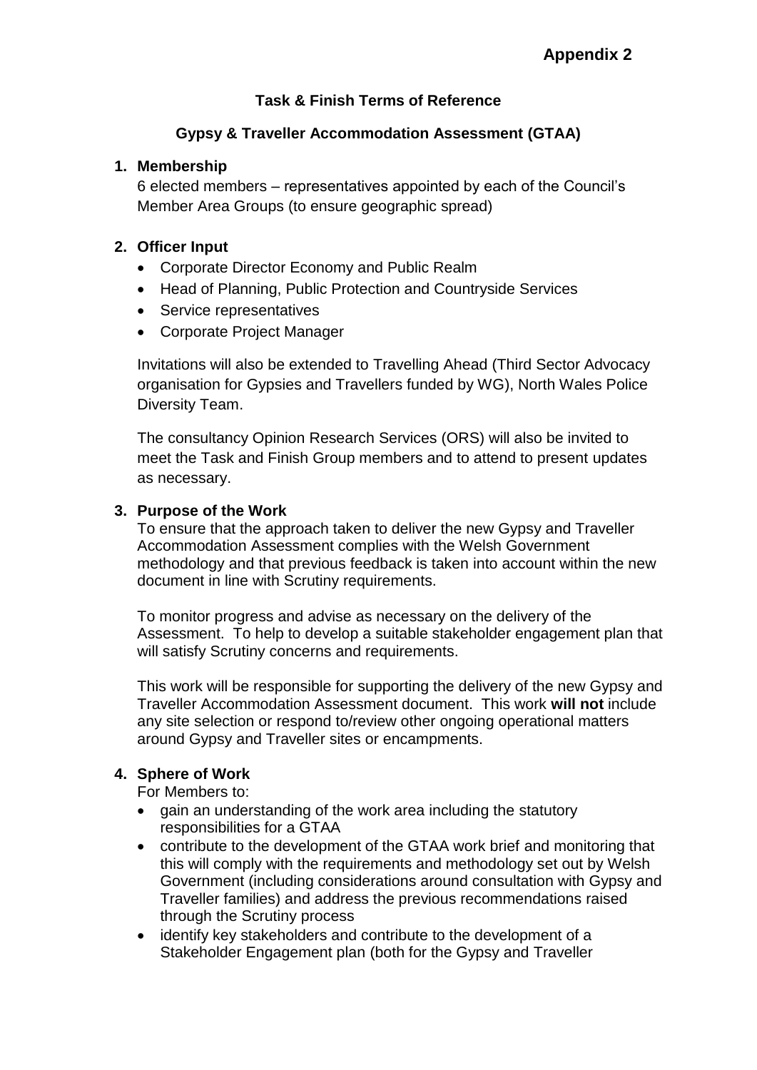**Appendix 2**

# Task & Finish Terms of Reference

## Gypsy & Traveller Accommodation Assessment (GTAA)

### 1. Membership

6 elected members – representatives appointed by each of the Council's Member Area Groups (to ensure geographic spread)

### 2. Officer Input

- Corporate Director Economy and Public Realm
- Head of Planning, Public Protection and Countryside Services
- Service representatives
- Corporate Project Manager

Invitations will also be extended to Travelling Ahead (Third Sector Advocacy organisation for Gypsies and Travellers funded by WG), North Wales Police Diversity Team.

The consultancy Opinion Research Services (ORS) will also be invited to meet the Task and Finish Group members and to attend to present updates as necessary.

### 3. Purpose of the Work

To ensure that the approach taken to deliver the new Gypsy and Traveller Accommodation Assessment complies with the Welsh Government methodology and that previous feedback is taken into account within the new document in line with Scrutiny requirements.

To monitor progress and advise as necessary on the delivery of the Assessment. To help to develop a suitable stakeholder engagement plan that will satisfy Scrutiny concerns and requirements.

This work will be responsible for supporting the delivery of the new Gypsy and Traveller Accommodation Assessment document. This work **will not** include any site selection or respond to/review other ongoing operational matters around Gypsy and Traveller sites or encampments.

### 4. Sphere of Work

For Members to:

- gain an understanding of the work area including the statutory responsibilities for a GTAA
- contribute to the development of the GTAA work brief and monitoring that this will comply with the requirements and methodology set out by Welsh Government (including considerations around consultation with Gypsy and Traveller families) and address the previous recommendations raised through the Scrutiny process
- identify key stakeholders and contribute to the development of a Stakeholder Engagement plan (both for the Gypsy and Traveller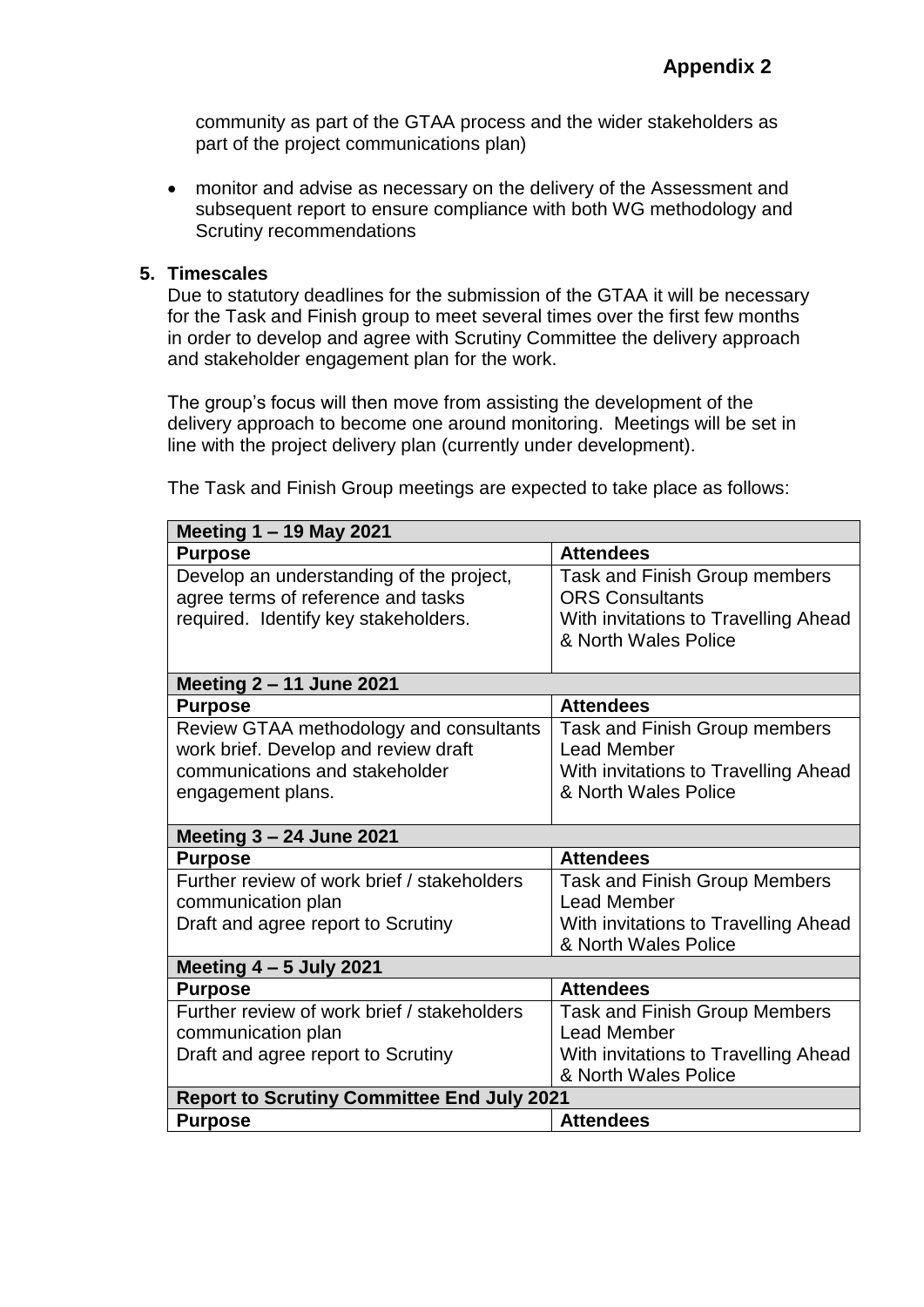community as part of the GTAA process and the wider stakeholders as part of the project communications plan)

- monitor and advise as necessary on the delivery of the Assessment and subsequent report to ensure compliance with both WG methodology and Scrutiny recommendations

**5. Timescales**

Due to statutory deadlines for the submission of the GTAA it will be necessary for the Task and Finish group to meet several times over the first few months in order to develop and agree with Scrutiny Committee the delivery approach and stakeholder engagement plan for the work.

The group's focus will then move from assisting the development of the delivery approach to become one around monitoring. Meetings will be set in line with the project delivery plan (currently under development).

The Task and Finish Group meetings are expected to take place as follows:

| **Meeting 1 – 19 May 2021** | |
|---|---|
| **Purpose** | **Attendees** |
| Develop an understanding of the project, agree terms of reference and tasks required. Identify key stakeholders. | Task and Finish Group members<br>ORS Consultants<br>With invitations to Travelling Ahead & North Wales Police |
| **Meeting 2 – 11 June 2021** | |
| **Purpose** | **Attendees** |
| Review GTAA methodology and consultants work brief. Develop and review draft communications and stakeholder engagement plans. | Task and Finish Group members<br>Lead Member<br>With invitations to Travelling Ahead & North Wales Police |
| **Meeting 3 – 24 June 2021** | |
| **Purpose** | **Attendees** |
| Further review of work brief / stakeholders communication plan<br>Draft and agree report to Scrutiny | Task and Finish Group Members<br>Lead Member<br>With invitations to Travelling Ahead & North Wales Police |
| **Meeting 4 – 5 July 2021** | |
| **Purpose** | **Attendees** |
| Further review of work brief / stakeholders communication plan<br>Draft and agree report to Scrutiny | Task and Finish Group Members<br>Lead Member<br>With invitations to Travelling Ahead & North Wales Police |
| **Report to Scrutiny Committee End July 2021** | |
| **Purpose** | **Attendees** |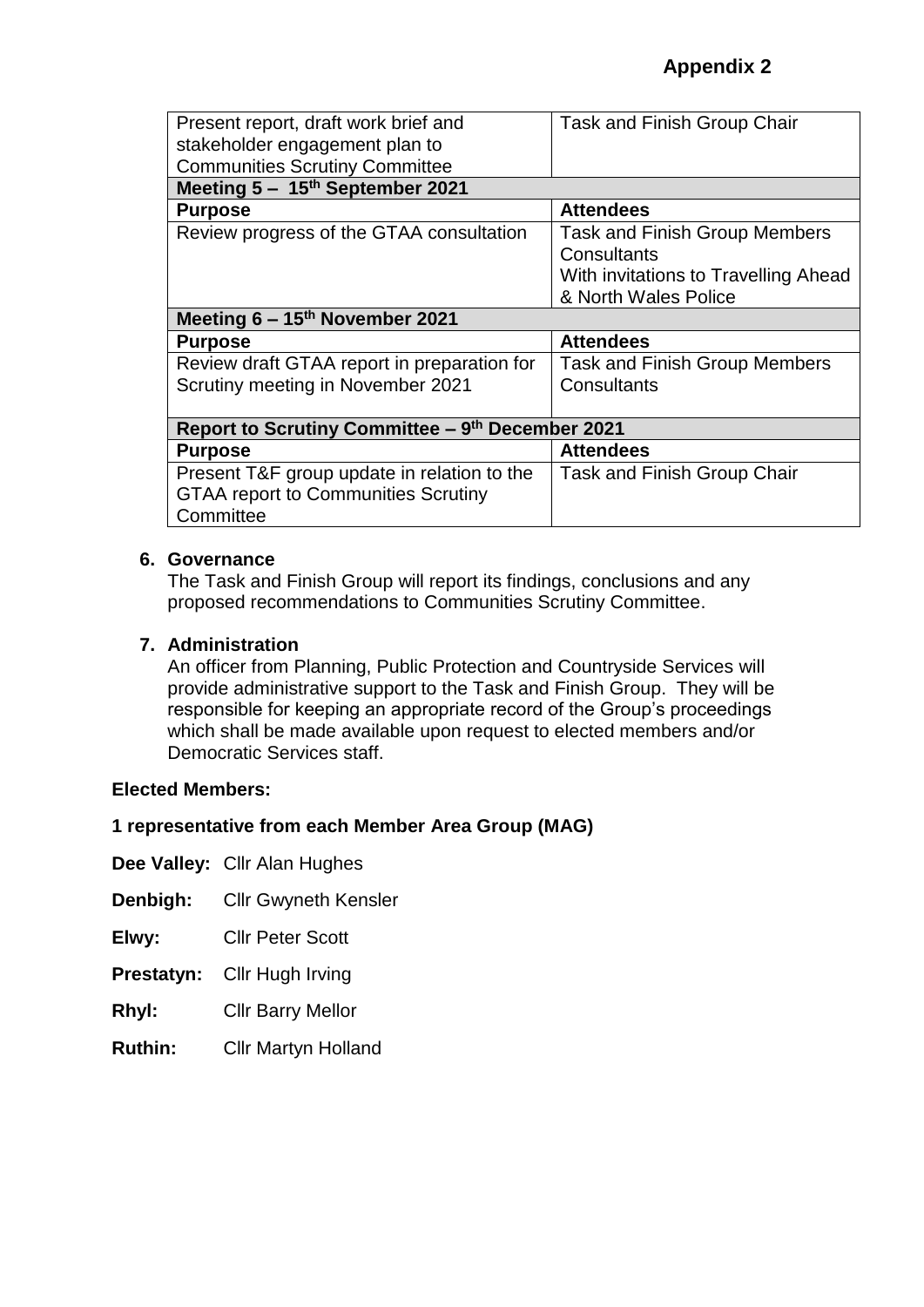**Appendix 2**

| | |
|---|---|
| Present report, draft work brief and stakeholder engagement plan to Communities Scrutiny Committee | Task and Finish Group Chair |
| **Meeting 5 – 15th September 2021** | |
| **Purpose** | **Attendees** |
| Review progress of the GTAA consultation | Task and Finish Group Members<br>Consultants<br>With invitations to Travelling Ahead & North Wales Police |
| **Meeting 6 – 15th November 2021** | |
| **Purpose** | **Attendees** |
| Review draft GTAA report in preparation for Scrutiny meeting in November 2021 | Task and Finish Group Members<br>Consultants |
| **Report to Scrutiny Committee – 9th December 2021** | |
| **Purpose** | **Attendees** |
| Present T&F group update in relation to the GTAA report to Communities Scrutiny Committee | Task and Finish Group Chair |

**6. Governance**

The Task and Finish Group will report its findings, conclusions and any proposed recommendations to Communities Scrutiny Committee.

**7. Administration**

An officer from Planning, Public Protection and Countryside Services will provide administrative support to the Task and Finish Group. They will be responsible for keeping an appropriate record of the Group's proceedings which shall be made available upon request to elected members and/or Democratic Services staff.

**Elected Members:**

**1 representative from each Member Area Group (MAG)**

**Dee Valley:** Cllr Alan Hughes

**Denbigh:** Cllr Gwyneth Kensler

**Elwy:** Cllr Peter Scott

**Prestatyn:** Cllr Hugh Irving

**Rhyl:** Cllr Barry Mellor

**Ruthin:** Cllr Martyn Holland